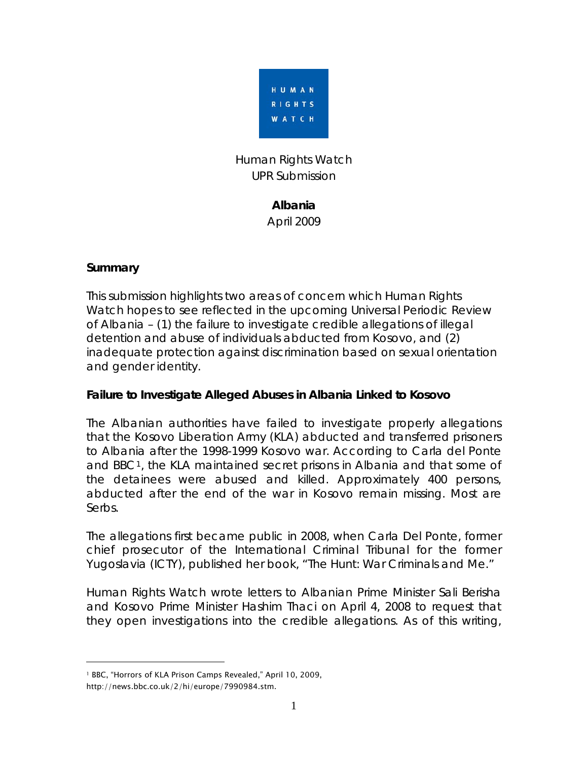HUMAN RIGHTS WATCH

Human Rights Watch
UPR Submission

**Albania**
April 2009

**Summary**

This submission highlights two areas of concern which Human Rights Watch hopes to see reflected in the upcoming Universal Periodic Review of Albania – (1) the failure to investigate credible allegations of illegal detention and abuse of individuals abducted from Kosovo, and (2) inadequate protection against discrimination based on sexual orientation and gender identity.

**Failure to Investigate Alleged Abuses in Albania Linked to Kosovo**

The Albanian authorities have failed to investigate properly allegations that the Kosovo Liberation Army (KLA) abducted and transferred prisoners to Albania after the 1998-1999 Kosovo war. According to Carla del Ponte and BBC [1], the KLA maintained secret prisons in Albania and that some of the detainees were abused and killed. Approximately 400 persons, abducted after the end of the war in Kosovo remain missing. Most are Serbs.

The allegations first became public in 2008, when Carla Del Ponte, former chief prosecutor of the International Criminal Tribunal for the former Yugoslavia (ICTY), published her book, "The Hunt: War Criminals and Me."

Human Rights Watch wrote letters to Albanian Prime Minister Sali Berisha and Kosovo Prime Minister Hashim Thaci on April 4, 2008 to request that they open investigations into the credible allegations. As of this writing,

[1] BBC, "Horrors of KLA Prison Camps Revealed," April 10, 2009, http://news.bbc.co.uk/2/hi/europe/7990984.stm.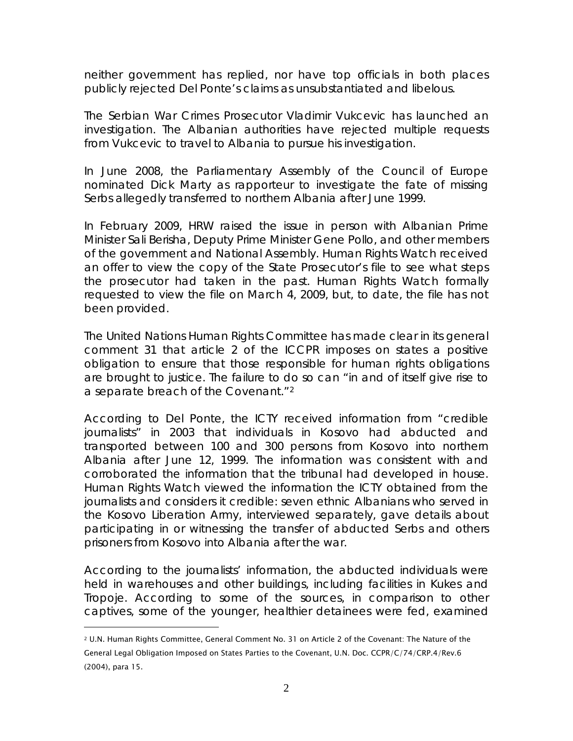neither government has replied, nor have top officials in both places publicly rejected Del Ponte's claims as unsubstantiated and libelous.

The Serbian War Crimes Prosecutor Vladimir Vukcevic has launched an investigation. The Albanian authorities have rejected multiple requests from Vukcevic to travel to Albania to pursue his investigation.

In June 2008, the Parliamentary Assembly of the Council of Europe nominated Dick Marty as rapporteur to investigate the fate of missing Serbs allegedly transferred to northern Albania after June 1999.

In February 2009, HRW raised the issue in person with Albanian Prime Minister Sali Berisha, Deputy Prime Minister Gene Pollo, and other members of the government and National Assembly. Human Rights Watch received an offer to view the copy of the State Prosecutor's file to see what steps the prosecutor had taken in the past. Human Rights Watch formally requested to view the file on March 4, 2009, but, to date, the file has not been provided.

The United Nations Human Rights Committee has made clear in its general comment 31 that article 2 of the ICCPR imposes on states a positive obligation to ensure that those responsible for human rights obligations are brought to justice. The failure to do so can "in and of itself give rise to a separate breach of the Covenant."[2]

According to Del Ponte, the ICTY received information from "credible journalists" in 2003 that individuals in Kosovo had abducted and transported between 100 and 300 persons from Kosovo into northern Albania after June 12, 1999. The information was consistent with and corroborated the information that the tribunal had developed in house. Human Rights Watch viewed the information the ICTY obtained from the journalists and considers it credible: seven ethnic Albanians who served in the Kosovo Liberation Army, interviewed separately, gave details about participating in or witnessing the transfer of abducted Serbs and others prisoners from Kosovo into Albania after the war.

According to the journalists' information, the abducted individuals were held in warehouses and other buildings, including facilities in Kukes and Tropoje. According to some of the sources, in comparison to other captives, some of the younger, healthier detainees were fed, examined

[2] U.N. Human Rights Committee, General Comment No. 31 on Article 2 of the Covenant: The Nature of the General Legal Obligation Imposed on States Parties to the Covenant, U.N. Doc. CCPR/C/74/CRP.4/Rev.6 (2004), para 15.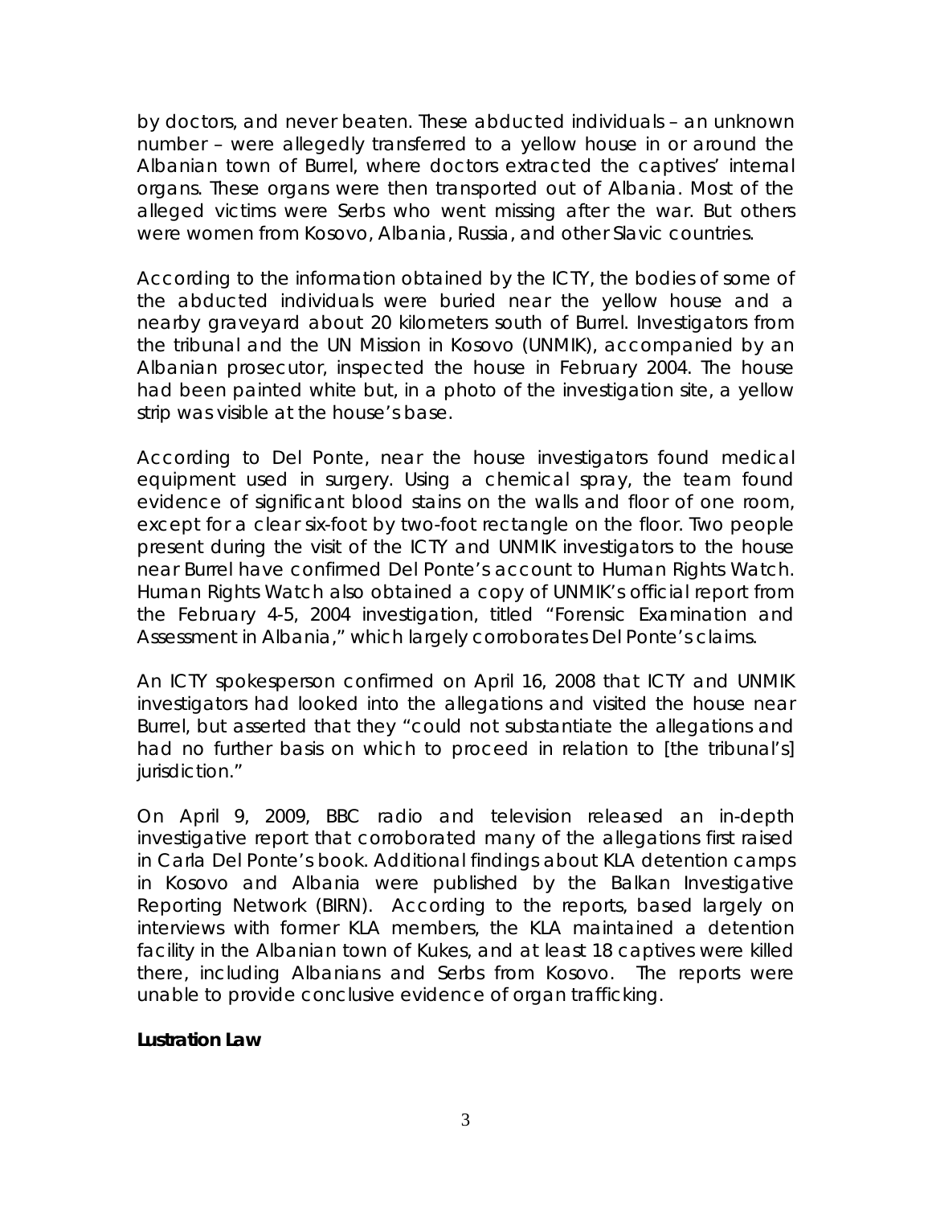by doctors, and never beaten. These abducted individuals – an unknown number – were allegedly transferred to a yellow house in or around the Albanian town of Burrel, where doctors extracted the captives' internal organs. These organs were then transported out of Albania. Most of the alleged victims were Serbs who went missing after the war. But others were women from Kosovo, Albania, Russia, and other Slavic countries.

According to the information obtained by the ICTY, the bodies of some of the abducted individuals were buried near the yellow house and a nearby graveyard about 20 kilometers south of Burrel. Investigators from the tribunal and the UN Mission in Kosovo (UNMIK), accompanied by an Albanian prosecutor, inspected the house in February 2004. The house had been painted white but, in a photo of the investigation site, a yellow strip was visible at the house's base.

According to Del Ponte, near the house investigators found medical equipment used in surgery. Using a chemical spray, the team found evidence of significant blood stains on the walls and floor of one room, except for a clear six-foot by two-foot rectangle on the floor. Two people present during the visit of the ICTY and UNMIK investigators to the house near Burrel have confirmed Del Ponte's account to Human Rights Watch. Human Rights Watch also obtained a copy of UNMIK's official report from the February 4-5, 2004 investigation, titled "Forensic Examination and Assessment in Albania," which largely corroborates Del Ponte's claims.

An ICTY spokesperson confirmed on April 16, 2008 that ICTY and UNMIK investigators had looked into the allegations and visited the house near Burrel, but asserted that they "could not substantiate the allegations and had no further basis on which to proceed in relation to [the tribunal's] jurisdiction."

On April 9, 2009, BBC radio and television released an in-depth investigative report that corroborated many of the allegations first raised in Carla Del Ponte's book. Additional findings about KLA detention camps in Kosovo and Albania were published by the Balkan Investigative Reporting Network (BIRN). According to the reports, based largely on interviews with former KLA members, the KLA maintained a detention facility in the Albanian town of Kukes, and at least 18 captives were killed there, including Albanians and Serbs from Kosovo. The reports were unable to provide conclusive evidence of organ trafficking.

**Lustration Law**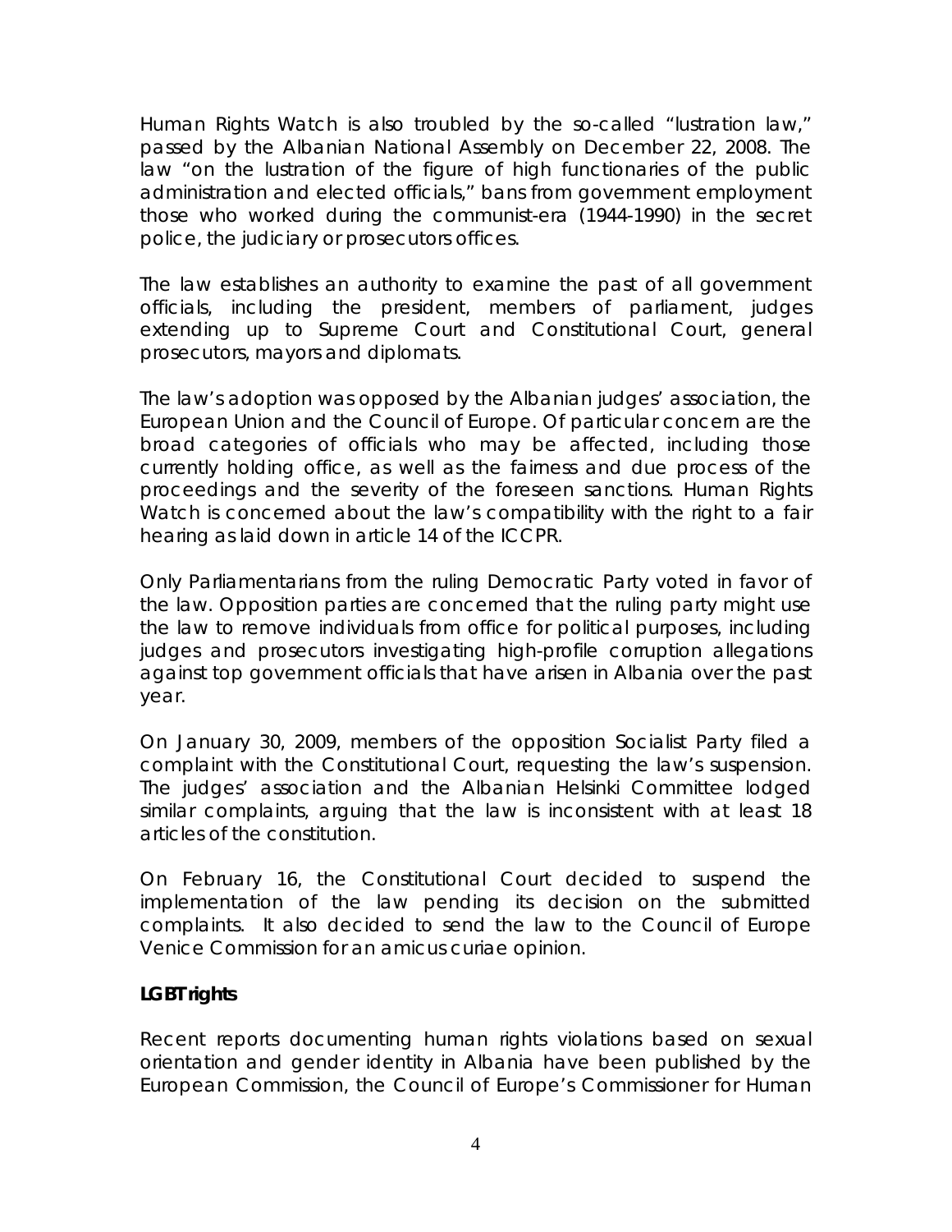Human Rights Watch is also troubled by the so-called "lustration law," passed by the Albanian National Assembly on December 22, 2008. The law "on the lustration of the figure of high functionaries of the public administration and elected officials," bans from government employment those who worked during the communist-era (1944-1990) in the secret police, the judiciary or prosecutors offices.

The law establishes an authority to examine the past of all government officials, including the president, members of parliament, judges extending up to Supreme Court and Constitutional Court, general prosecutors, mayors and diplomats.

The law's adoption was opposed by the Albanian judges' association, the European Union and the Council of Europe. Of particular concern are the broad categories of officials who may be affected, including those currently holding office, as well as the fairness and due process of the proceedings and the severity of the foreseen sanctions. Human Rights Watch is concerned about the law's compatibility with the right to a fair hearing as laid down in article 14 of the ICCPR.

Only Parliamentarians from the ruling Democratic Party voted in favor of the law. Opposition parties are concerned that the ruling party might use the law to remove individuals from office for political purposes, including judges and prosecutors investigating high-profile corruption allegations against top government officials that have arisen in Albania over the past year.

On January 30, 2009, members of the opposition Socialist Party filed a complaint with the Constitutional Court, requesting the law's suspension. The judges' association and the Albanian Helsinki Committee lodged similar complaints, arguing that the law is inconsistent with at least 18 articles of the constitution.

On February 16, the Constitutional Court decided to suspend the implementation of the law pending its decision on the submitted complaints. It also decided to send the law to the Council of Europe Venice Commission for an amicus curiae opinion.

**LGBT rights**

Recent reports documenting human rights violations based on sexual orientation and gender identity in Albania have been published by the European Commission, the Council of Europe's Commissioner for Human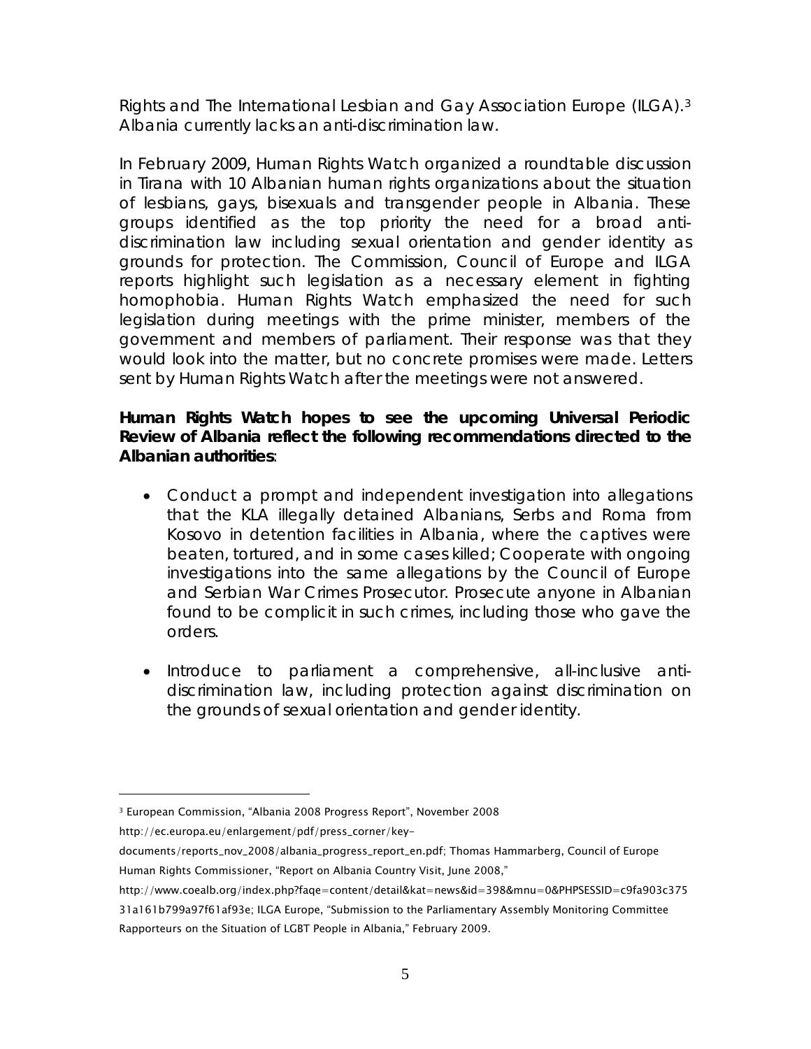Rights and The International Lesbian and Gay Association Europe (ILGA).[3] Albania currently lacks an anti-discrimination law.

In February 2009, Human Rights Watch organized a roundtable discussion in Tirana with 10 Albanian human rights organizations about the situation of lesbians, gays, bisexuals and transgender people in Albania. These groups identified as the top priority the need for a broad anti-discrimination law including sexual orientation and gender identity as grounds for protection. The Commission, Council of Europe and ILGA reports highlight such legislation as a necessary element in fighting homophobia. Human Rights Watch emphasized the need for such legislation during meetings with the prime minister, members of the government and members of parliament. Their response was that they would look into the matter, but no concrete promises were made. Letters sent by Human Rights Watch after the meetings were not answered.

**Human Rights Watch hopes to see the upcoming Universal Periodic Review of Albania reflect the following recommendations directed to the Albanian authorities**:

- Conduct a prompt and independent investigation into allegations that the KLA illegally detained Albanians, Serbs and Roma from Kosovo in detention facilities in Albania, where the captives were beaten, tortured, and in some cases killed; Cooperate with ongoing investigations into the same allegations by the Council of Europe and Serbian War Crimes Prosecutor. Prosecute anyone in Albanian found to be complicit in such crimes, including those who gave the orders.

- Introduce to parliament a comprehensive, all-inclusive anti-discrimination law, including protection against discrimination on the grounds of sexual orientation and gender identity.

---

[3] European Commission, "Albania 2008 Progress Report", November 2008 http://ec.europa.eu/enlargement/pdf/press_corner/key-documents/reports_nov_2008/albania_progress_report_en.pdf; Thomas Hammarberg, Council of Europe Human Rights Commissioner, "Report on Albania Country Visit, June 2008," http://www.coealb.org/index.php?faqe=content/detail&kat=news&id=398&mnu=0&PHPSESSID=c9fa903c37531a161b799a97f61af93e; ILGA Europe, "Submission to the Parliamentary Assembly Monitoring Committee Rapporteurs on the Situation of LGBT People in Albania," February 2009.